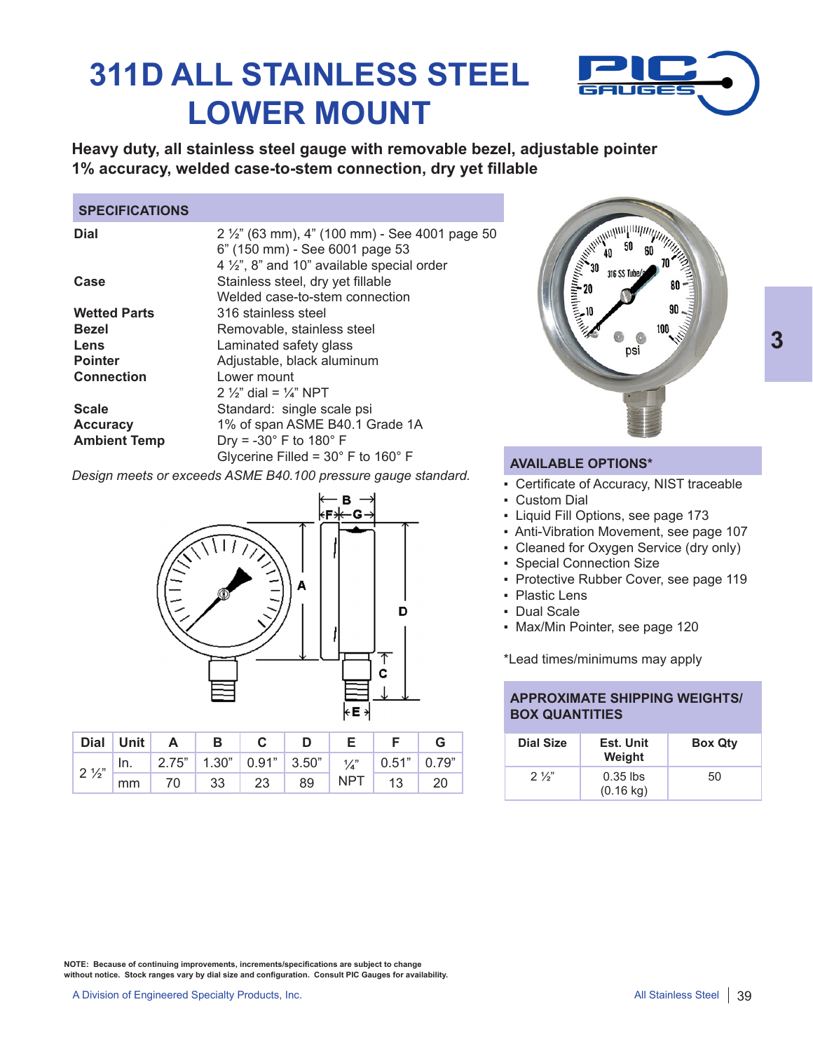# 311D ALL STAINLESS STEEL LOWER MOUNT

**Heavy duty, all stainless steel gauge with removable bezel, adjustable pointer 1% accuracy, welded case-to-stem connection, dry yet fillable**

## SPECIFICATIONS

| | |
|---|---|
| **Dial** | 2 ½" (63 mm), 4" (100 mm) - See 4001 page 50<br>6" (150 mm) - See 6001 page 53<br>4 ½", 8" and 10" available special order |
| **Case** | Stainless steel, dry yet fillable<br>Welded case-to-stem connection |
| **Wetted Parts** | 316 stainless steel |
| **Bezel** | Removable, stainless steel |
| **Lens** | Laminated safety glass |
| **Pointer** | Adjustable, black aluminum |
| **Connection** | Lower mount<br>2 ½" dial = ¼" NPT |
| **Scale** | Standard: single scale psi |
| **Accuracy** | 1% of span ASME B40.1 Grade 1A |
| **Ambient Temp** | Dry = -30° F to 180° F<br>Glycerine Filled = 30° F to 160° F |

*Design meets or exceeds ASME B40.100 pressure gauge standard.*

| Dial | Unit | A | B | C | D | E | F | G |
|---|---|---|---|---|---|---|---|---|
| 2 ½" | In. | 2.75" | 1.30" | 0.91" | 3.50" | ¼" NPT | 0.51" | 0.79" |
| | mm | 70 | 33 | 23 | 89 | | 13 | 20 |

## AVAILABLE OPTIONS*

- Certificate of Accuracy, NIST traceable
- Custom Dial
- Liquid Fill Options, see page 173
- Anti-Vibration Movement, see page 107
- Cleaned for Oxygen Service (dry only)
- Special Connection Size
- Protective Rubber Cover, see page 119
- Plastic Lens
- Dual Scale
- Max/Min Pointer, see page 120

*Lead times/minimums may apply

## APPROXIMATE SHIPPING WEIGHTS/ BOX QUANTITIES

| Dial Size | Est. Unit Weight | Box Qty |
|---|---|---|
| 2 ½" | 0.35 lbs (0.16 kg) | 50 |

**NOTE: Because of continuing improvements, increments/specifications are subject to change without notice. Stock ranges vary by dial size and configuration. Consult PIC Gauges for availability.**

A Division of Engineered Specialty Products, Inc.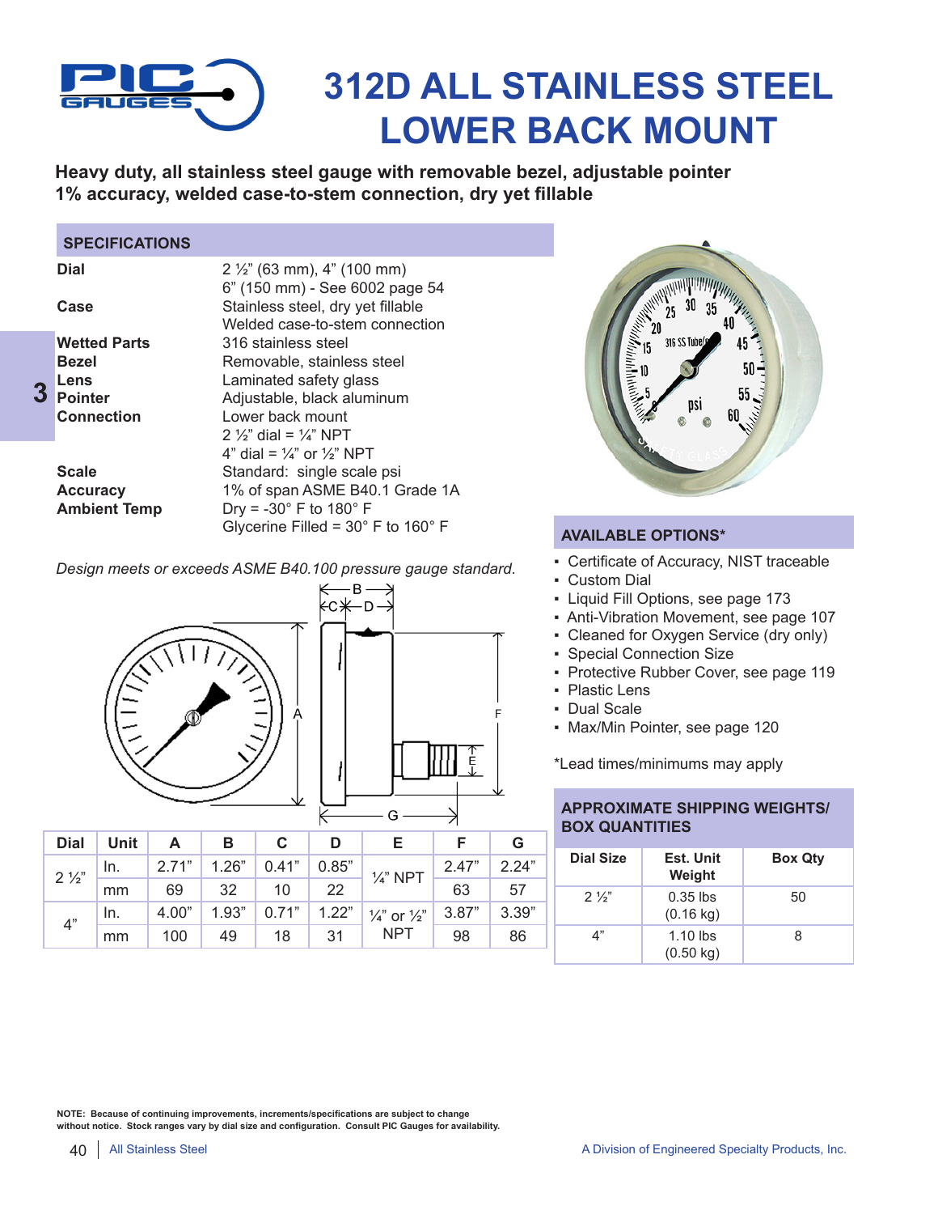# 312D ALL STAINLESS STEEL LOWER BACK MOUNT

**Heavy duty, all stainless steel gauge with removable bezel, adjustable pointer 1% accuracy, welded case-to-stem connection, dry yet fillable**

## SPECIFICATIONS

| | |
|---|---|
| **Dial** | 2 ½" (63 mm), 4" (100 mm) 6" (150 mm) - See 6002 page 54 |
| **Case** | Stainless steel, dry yet fillable Welded case-to-stem connection |
| **Wetted Parts** | 316 stainless steel |
| **Bezel** | Removable, stainless steel |
| **Lens** | Laminated safety glass |
| **Pointer** | Adjustable, black aluminum |
| **Connection** | Lower back mount 2 ½" dial = ¼" NPT 4" dial = ¼" or ½" NPT |
| **Scale** | Standard: single scale psi |
| **Accuracy** | 1% of span ASME B40.1 Grade 1A |
| **Ambient Temp** | Dry = -30° F to 180° F Glycerine Filled = 30° F to 160° F |

*Design meets or exceeds ASME B40.100 pressure gauge standard.*

| Dial | Unit | A | B | C | D | E | F | G |
|---|---|---|---|---|---|---|---|---|
| 2 ½" | In. | 2.71" | 1.26" | 0.41" | 0.85" | ¼" NPT | 2.47" | 2.24" |
| | mm | 69 | 32 | 10 | 22 | | 63 | 57 |
| 4" | In. | 4.00" | 1.93" | 0.71" | 1.22" | ¼" or ½" NPT | 3.87" | 3.39" |
| | mm | 100 | 49 | 18 | 31 | | 98 | 86 |

## AVAILABLE OPTIONS*

- Certificate of Accuracy, NIST traceable
- Custom Dial
- Liquid Fill Options, see page 173
- Anti-Vibration Movement, see page 107
- Cleaned for Oxygen Service (dry only)
- Special Connection Size
- Protective Rubber Cover, see page 119
- Plastic Lens
- Dual Scale
- Max/Min Pointer, see page 120

*Lead times/minimums may apply

## APPROXIMATE SHIPPING WEIGHTS/ BOX QUANTITIES

| Dial Size | Est. Unit Weight | Box Qty |
|---|---|---|
| 2 ½" | 0.35 lbs (0.16 kg) | 50 |
| 4" | 1.10 lbs (0.50 kg) | 8 |

**NOTE: Because of continuing improvements, increments/specifications are subject to change without notice. Stock ranges vary by dial size and configuration. Consult PIC Gauges for availability.**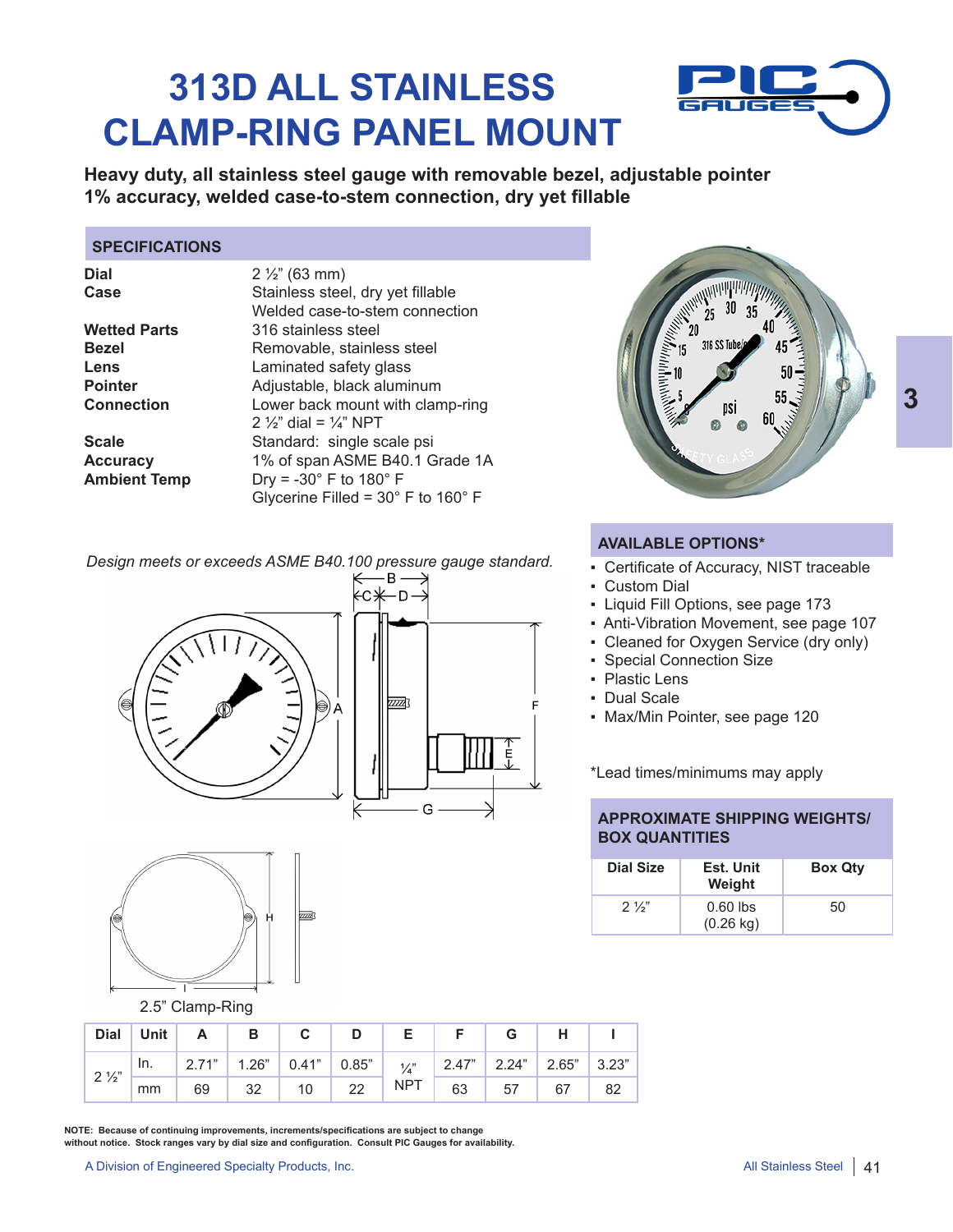# 313D ALL STAINLESS CLAMP-RING PANEL MOUNT

**Heavy duty, all stainless steel gauge with removable bezel, adjustable pointer 1% accuracy, welded case-to-stem connection, dry yet fillable**

## SPECIFICATIONS

| | |
|---|---|
| **Dial** | 2 ½" (63 mm) |
| **Case** | Stainless steel, dry yet fillable<br>Welded case-to-stem connection |
| **Wetted Parts** | 316 stainless steel |
| **Bezel** | Removable, stainless steel |
| **Lens** | Laminated safety glass |
| **Pointer** | Adjustable, black aluminum |
| **Connection** | Lower back mount with clamp-ring<br>2 ½" dial = ¼" NPT |
| **Scale** | Standard: single scale psi |
| **Accuracy** | 1% of span ASME B40.1 Grade 1A |
| **Ambient Temp** | Dry = -30° F to 180° F<br>Glycerine Filled = 30° F to 160° F |

*Design meets or exceeds ASME B40.100 pressure gauge standard.*

2.5" Clamp-Ring

| Dial | Unit | A | B | C | D | E | F | G | H | I |
|---|---|---|---|---|---|---|---|---|---|---|
| 2 ½" | In. | 2.71" | 1.26" | 0.41" | 0.85" | ¼" NPT | 2.47" | 2.24" | 2.65" | 3.23" |
| | mm | 69 | 32 | 10 | 22 | | 63 | 57 | 67 | 82 |

## AVAILABLE OPTIONS*

- Certificate of Accuracy, NIST traceable
- Custom Dial
- Liquid Fill Options, see page 173
- Anti-Vibration Movement, see page 107
- Cleaned for Oxygen Service (dry only)
- Special Connection Size
- Plastic Lens
- Dual Scale
- Max/Min Pointer, see page 120

*Lead times/minimums may apply

## APPROXIMATE SHIPPING WEIGHTS/ BOX QUANTITIES

| Dial Size | Est. Unit Weight | Box Qty |
|---|---|---|
| 2 ½" | 0.60 lbs (0.26 kg) | 50 |

**NOTE: Because of continuing improvements, increments/specifications are subject to change without notice. Stock ranges vary by dial size and configuration. Consult PIC Gauges for availability.**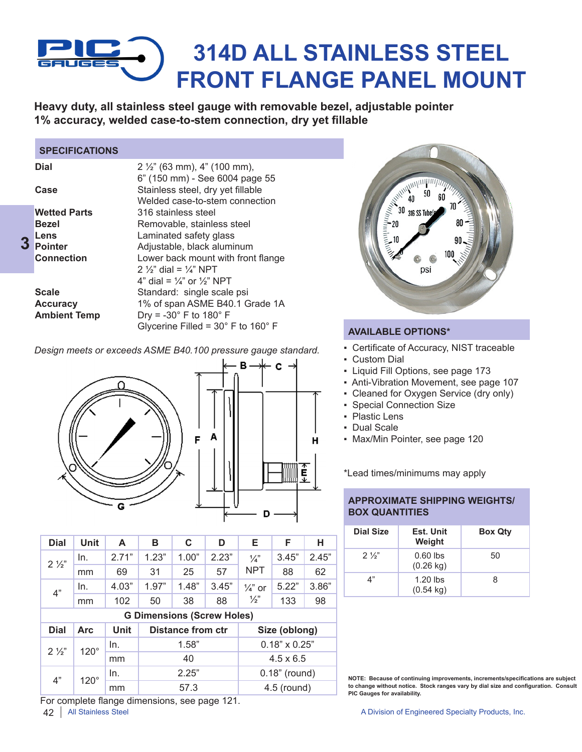# 314D ALL STAINLESS STEEL FRONT FLANGE PANEL MOUNT

**Heavy duty, all stainless steel gauge with removable bezel, adjustable pointer 1% accuracy, welded case-to-stem connection, dry yet fillable**

## SPECIFICATIONS

| | |
|---|---|
| **Dial** | 2 ½" (63 mm), 4" (100 mm), 6" (150 mm) - See 6004 page 55 |
| **Case** | Stainless steel, dry yet fillable Welded case-to-stem connection |
| **Wetted Parts** | 316 stainless steel |
| **Bezel** | Removable, stainless steel |
| **Lens** | Laminated safety glass |
| **Pointer** | Adjustable, black aluminum |
| **Connection** | Lower back mount with front flange 2 ½" dial = ¼" NPT 4" dial = ¼" or ½" NPT |
| **Scale** | Standard: single scale psi |
| **Accuracy** | 1% of span ASME B40.1 Grade 1A |
| **Ambient Temp** | Dry = -30° F to 180° F Glycerine Filled = 30° F to 160° F |

*Design meets or exceeds ASME B40.100 pressure gauge standard.*

| Dial | Unit | A | B | C | D | E | F | H |
|---|---|---|---|---|---|---|---|---|
| 2 ½" | In. | 2.71" | 1.23" | 1.00" | 2.23" | ¼" NPT | 3.45" | 2.45" |
| | mm | 69 | 31 | 25 | 57 | | 88 | 62 |
| 4" | In. | 4.03" | 1.97" | 1.48" | 3.45" | ¼" or ½" | 5.22" | 3.86" |
| | mm | 102 | 50 | 38 | 88 | | 133 | 98 |

**G Dimensions (Screw Holes)**

| Dial | Arc | Unit | Distance from ctr | Size (oblong) |
|---|---|---|---|---|
| 2 ½" | 120° | In. | 1.58" | 0.18" x 0.25" |
| | | mm | 40 | 4.5 x 6.5 |
| 4" | 120° | In. | 2.25" | 0.18" (round) |
| | | mm | 57.3 | 4.5 (round) |

For complete flange dimensions, see page 121.

## AVAILABLE OPTIONS*

- Certificate of Accuracy, NIST traceable
- Custom Dial
- Liquid Fill Options, see page 173
- Anti-Vibration Movement, see page 107
- Cleaned for Oxygen Service (dry only)
- Special Connection Size
- Plastic Lens
- Dual Scale
- Max/Min Pointer, see page 120

*Lead times/minimums may apply

## APPROXIMATE SHIPPING WEIGHTS/ BOX QUANTITIES

| Dial Size | Est. Unit Weight | Box Qty |
|---|---|---|
| 2 ½" | 0.60 lbs (0.26 kg) | 50 |
| 4" | 1.20 lbs (0.54 kg) | 8 |

**NOTE: Because of continuing improvements, increments/specifications are subject to change without notice. Stock ranges vary by dial size and configuration. Consult PIC Gauges for availability.**

A Division of Engineered Specialty Products, Inc.